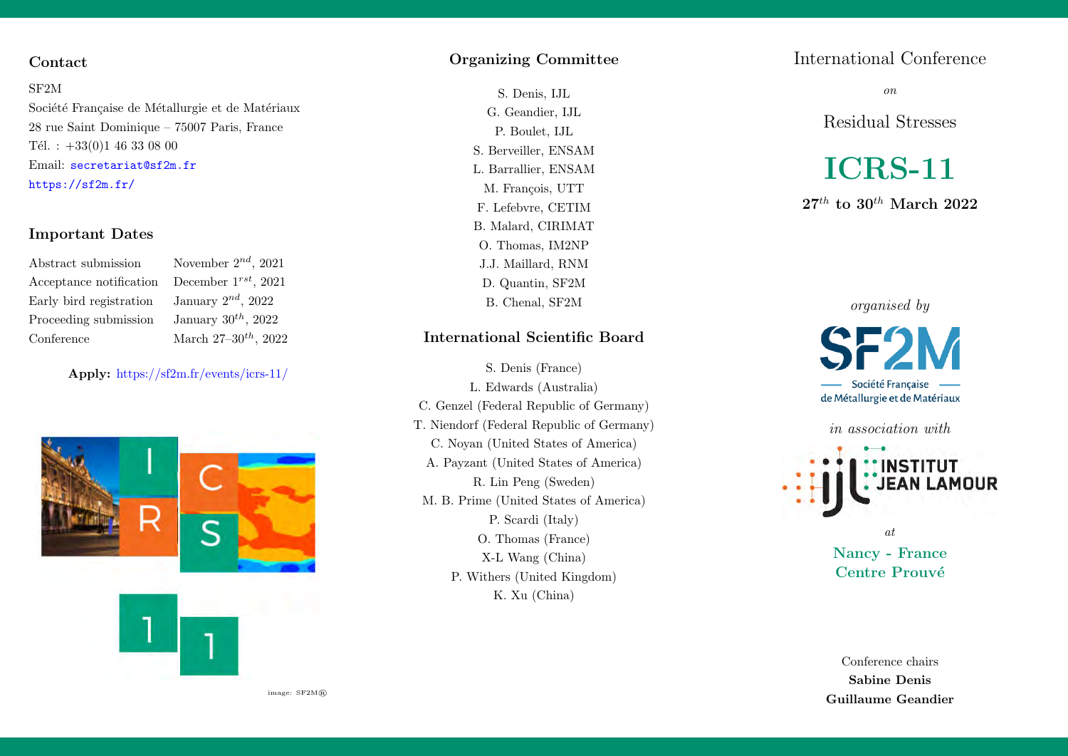## Contact

SF2M
Société Française de Métallurgie et de Matériaux
28 rue Saint Dominique – 75007 Paris, France
Tél. : +33(0)1 46 33 08 00
Email: secretariat@sf2m.fr
https://sf2m.fr/

## Important Dates

| | |
|---|---|
| Abstract submission | November 2nd, 2021 |
| Acceptance notification | December 1rst, 2021 |
| Early bird registration | January 2nd, 2022 |
| Proceeding submission | January 30th, 2022 |
| Conference | March 27–30th, 2022 |

**Apply:** https://sf2m.fr/events/icrs-11/

image: SF2M®

## Organizing Committee

S. Denis, IJL
G. Geandier, IJL
P. Boulet, IJL
S. Berveiller, ENSAM
L. Barrallier, ENSAM
M. François, UTT
F. Lefebvre, CETIM
B. Malard, CIRIMAT
O. Thomas, IM2NP
J.J. Maillard, RNM
D. Quantin, SF2M
B. Chenal, SF2M

## International Scientific Board

S. Denis (France)
L. Edwards (Australia)
C. Genzel (Federal Republic of Germany)
T. Niendorf (Federal Republic of Germany)
C. Noyan (United States of America)
A. Payzant (United States of America)
R. Lin Peng (Sweden)
M. B. Prime (United States of America)
P. Scardi (Italy)
O. Thomas (France)
X-L Wang (China)
P. Withers (United Kingdom)
K. Xu (China)

# International Conference

*on*

# Residual Stresses

# ICRS-11

**27th to 30th March 2022**

*organised by*

SF2M
Société Française de Métallurgie et de Matériaux

*in association with*

IJL INSTITUT JEAN LAMOUR

*at*

**Nancy - France**
**Centre Prouvé**

Conference chairs
**Sabine Denis**
**Guillaume Geandier**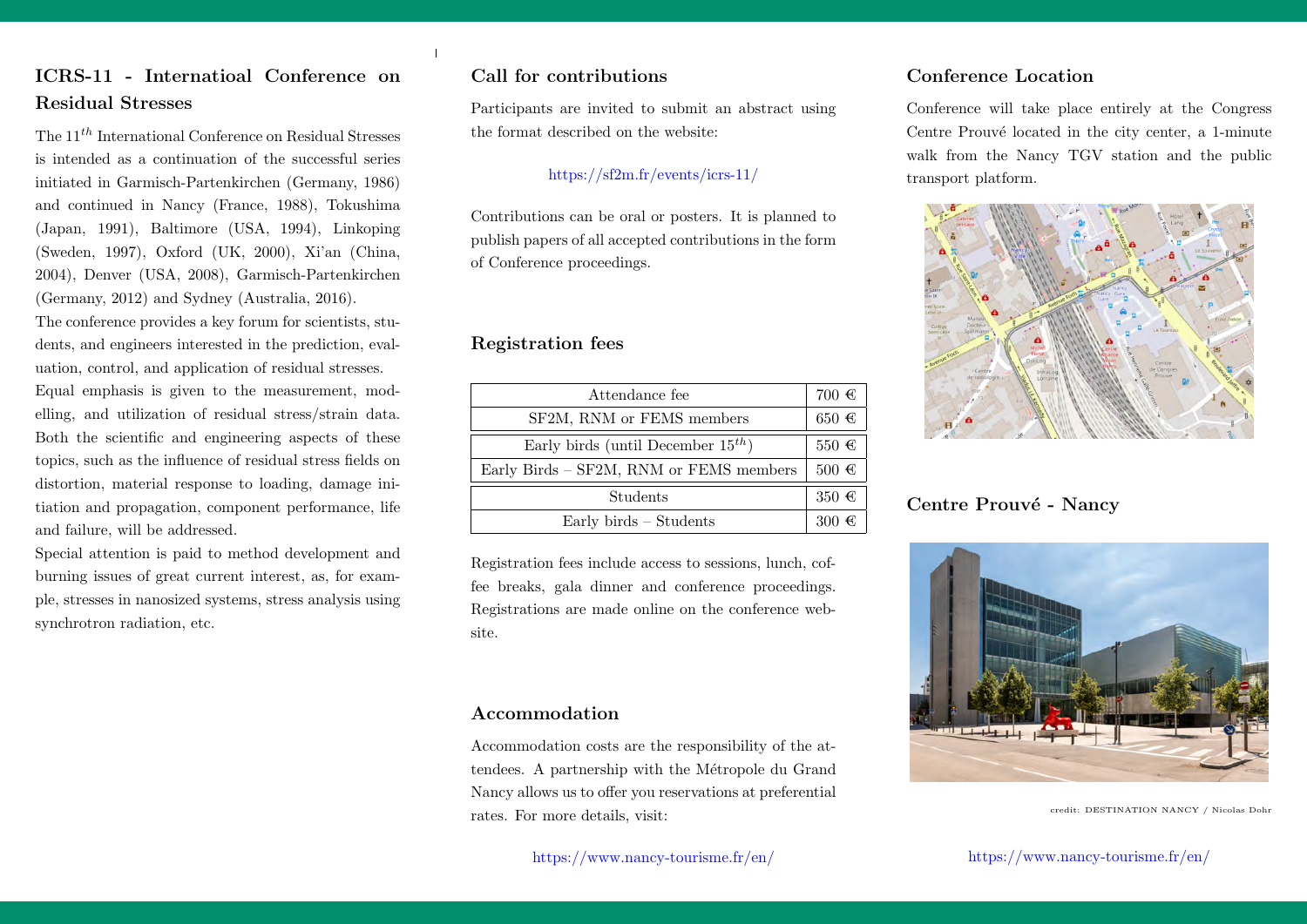## ICRS-11 - Internatioal Conference on Residual Stresses

The $11^{th}$ International Conference on Residual Stresses is intended as a continuation of the successful series initiated in Garmisch-Partenkirchen (Germany, 1986) and continued in Nancy (France, 1988), Tokushima (Japan, 1991), Baltimore (USA, 1994), Linkoping (Sweden, 1997), Oxford (UK, 2000), Xi'an (China, 2004), Denver (USA, 2008), Garmisch-Partenkirchen (Germany, 2012) and Sydney (Australia, 2016).

The conference provides a key forum for scientists, students, and engineers interested in the prediction, evaluation, control, and application of residual stresses.

Equal emphasis is given to the measurement, modelling, and utilization of residual stress/strain data. Both the scientific and engineering aspects of these topics, such as the influence of residual stress fields on distortion, material response to loading, damage initiation and propagation, component performance, life and failure, will be addressed.

Special attention is paid to method development and burning issues of great current interest, as, for example, stresses in nanosized systems, stress analysis using synchrotron radiation, etc.

## Call for contributions

Participants are invited to submit an abstract using the format described on the website:

https://sf2m.fr/events/icrs-11/

Contributions can be oral or posters. It is planned to publish papers of all accepted contributions in the form of Conference proceedings.

## Registration fees

| | |
|---|---|
| Attendance fee | 700 € |
| SF2M, RNM or FEMS members | 650 € |
| Early birds (until December $15^{th}$) | 550 € |
| Early Birds – SF2M, RNM or FEMS members | 500 € |
| Students | 350 € |
| Early birds – Students | 300 € |

Registration fees include access to sessions, lunch, coffee breaks, gala dinner and conference proceedings. Registrations are made online on the conference website.

## Accommodation

Accommodation costs are the responsibility of the attendees. A partnership with the Métropole du Grand Nancy allows us to offer you reservations at preferential rates. For more details, visit:

https://www.nancy-tourisme.fr/en/

## Conference Location

Conference will take place entirely at the Congress Centre Prouvé located in the city center, a 1-minute walk from the Nancy TGV station and the public transport platform.

## Centre Prouvé - Nancy

credit: DESTINATION NANCY / Nicolas Dohr

https://www.nancy-tourisme.fr/en/